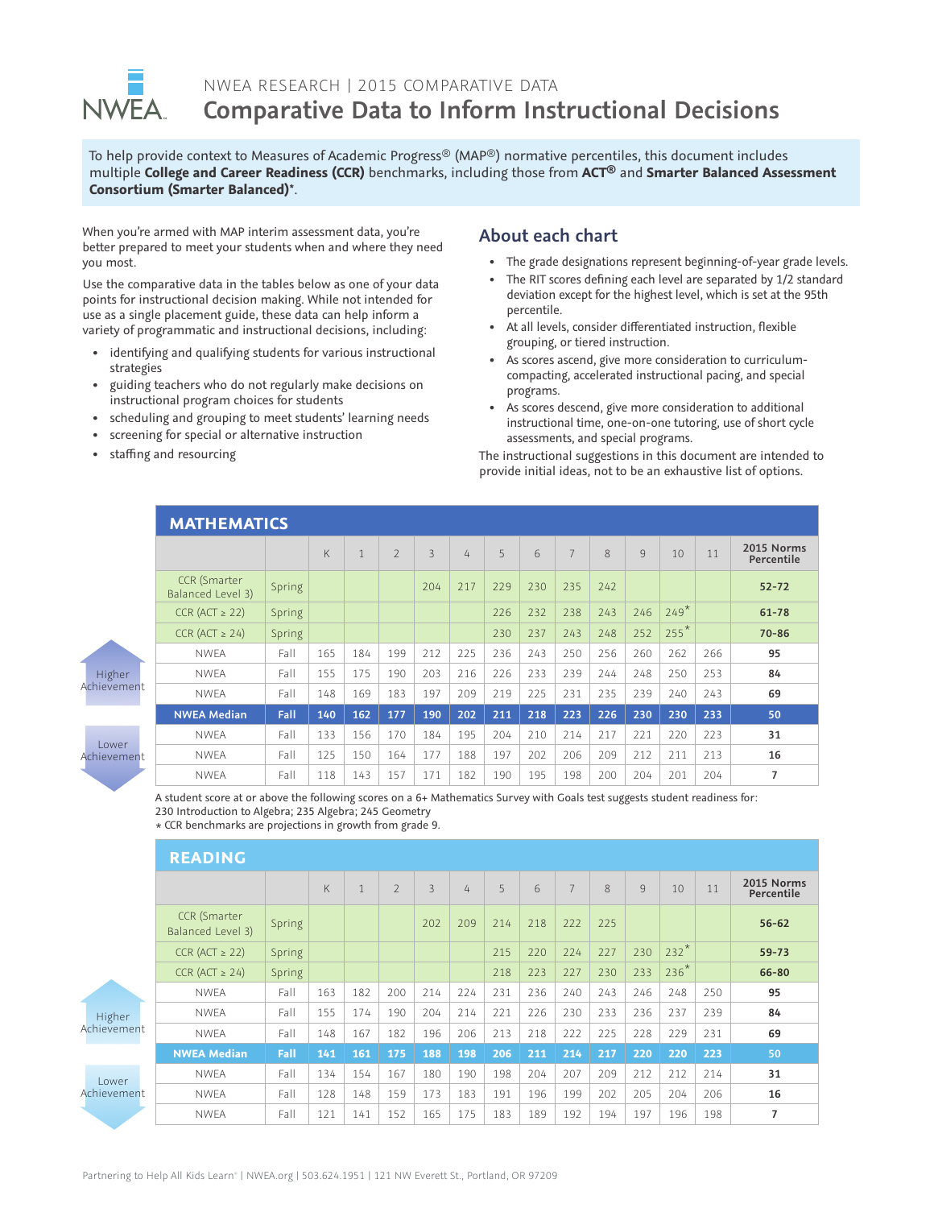NWEA RESEARCH | 2015 COMPARATIVE DATA

# Comparative Data to Inform Instructional Decisions

To help provide context to Measures of Academic Progress® (MAP®) normative percentiles, this document includes multiple **College and Career Readiness (CCR)** benchmarks, including those from **ACT®** and **Smarter Balanced Assessment Consortium (Smarter Balanced)***.

When you're armed with MAP interim assessment data, you're better prepared to meet your students when and where they need you most.

Use the comparative data in the tables below as one of your data points for instructional decision making. While not intended for use as a single placement guide, these data can help inform a variety of programmatic and instructional decisions, including:

- identifying and qualifying students for various instructional strategies
- guiding teachers who do not regularly make decisions on instructional program choices for students
- scheduling and grouping to meet students' learning needs
- screening for special or alternative instruction
- staffing and resourcing

## About each chart

- The grade designations represent beginning-of-year grade levels.
- The RIT scores defining each level are separated by 1/2 standard deviation except for the highest level, which is set at the 95th percentile.
- At all levels, consider differentiated instruction, flexible grouping, or tiered instruction.
- As scores ascend, give more consideration to curriculum-compacting, accelerated instructional pacing, and special programs.
- As scores descend, give more consideration to additional instructional time, one-on-one tutoring, use of short cycle assessments, and special programs.

The instructional suggestions in this document are intended to provide initial ideas, not to be an exhaustive list of options.

## MATHEMATICS

| | | K | 1 | 2 | 3 | 4 | 5 | 6 | 7 | 8 | 9 | 10 | 11 | 2015 Norms Percentile |
|---|---|---|---|---|---|---|---|---|---|---|---|---|---|---|
| CCR (Smarter Balanced Level 3) | Spring | | | | 204 | 217 | 229 | 230 | 235 | 242 | | | | **52-72** |
| CCR (ACT ≥ 22) | Spring | | | | | | 226 | 232 | 238 | 243 | 246 | 249* | | **61-78** |
| CCR (ACT ≥ 24) | Spring | | | | | | 230 | 237 | 243 | 248 | 252 | 255* | | **70-86** |
| NWEA | Fall | 165 | 184 | 199 | 212 | 225 | 236 | 243 | 250 | 256 | 260 | 262 | 266 | **95** |
| NWEA | Fall | 155 | 175 | 190 | 203 | 216 | 226 | 233 | 239 | 244 | 248 | 250 | 253 | **84** |
| NWEA | Fall | 148 | 169 | 183 | 197 | 209 | 219 | 225 | 231 | 235 | 239 | 240 | 243 | **69** |
| **NWEA Median** | **Fall** | **140** | **162** | **177** | **190** | **202** | **211** | **218** | **223** | **226** | **230** | **230** | **233** | **50** |
| NWEA | Fall | 133 | 156 | 170 | 184 | 195 | 204 | 210 | 214 | 217 | 221 | 220 | 223 | **31** |
| NWEA | Fall | 125 | 150 | 164 | 177 | 188 | 197 | 202 | 206 | 209 | 212 | 211 | 213 | **16** |
| NWEA | Fall | 118 | 143 | 157 | 171 | 182 | 190 | 195 | 198 | 200 | 204 | 201 | 204 | **7** |

Higher Achievement ↑ / Lower Achievement ↓

A student score at or above the following scores on a 6+ Mathematics Survey with Goals test suggests student readiness for:
230 Introduction to Algebra; 235 Algebra; 245 Geometry
* CCR benchmarks are projections in growth from grade 9.

## READING

| | | K | 1 | 2 | 3 | 4 | 5 | 6 | 7 | 8 | 9 | 10 | 11 | 2015 Norms Percentile |
|---|---|---|---|---|---|---|---|---|---|---|---|---|---|---|
| CCR (Smarter Balanced Level 3) | Spring | | | | 202 | 209 | 214 | 218 | 222 | 225 | | | | **56-62** |
| CCR (ACT ≥ 22) | Spring | | | | | | 215 | 220 | 224 | 227 | 230 | 232* | | **59-73** |
| CCR (ACT ≥ 24) | Spring | | | | | | 218 | 223 | 227 | 230 | 233 | 236* | | **66-80** |
| NWEA | Fall | 163 | 182 | 200 | 214 | 224 | 231 | 236 | 240 | 243 | 246 | 248 | 250 | **95** |
| NWEA | Fall | 155 | 174 | 190 | 204 | 214 | 221 | 226 | 230 | 233 | 236 | 237 | 239 | **84** |
| NWEA | Fall | 148 | 167 | 182 | 196 | 206 | 213 | 218 | 222 | 225 | 228 | 229 | 231 | **69** |
| **NWEA Median** | **Fall** | **141** | **161** | **175** | **188** | **198** | **206** | **211** | **214** | **217** | **220** | **220** | **223** | **50** |
| NWEA | Fall | 134 | 154 | 167 | 180 | 190 | 198 | 204 | 207 | 209 | 212 | 212 | 214 | **31** |
| NWEA | Fall | 128 | 148 | 159 | 173 | 183 | 191 | 196 | 199 | 202 | 205 | 204 | 206 | **16** |
| NWEA | Fall | 121 | 141 | 152 | 165 | 175 | 183 | 189 | 192 | 194 | 197 | 196 | 198 | **7** |

Higher Achievement ↑ / Lower Achievement ↓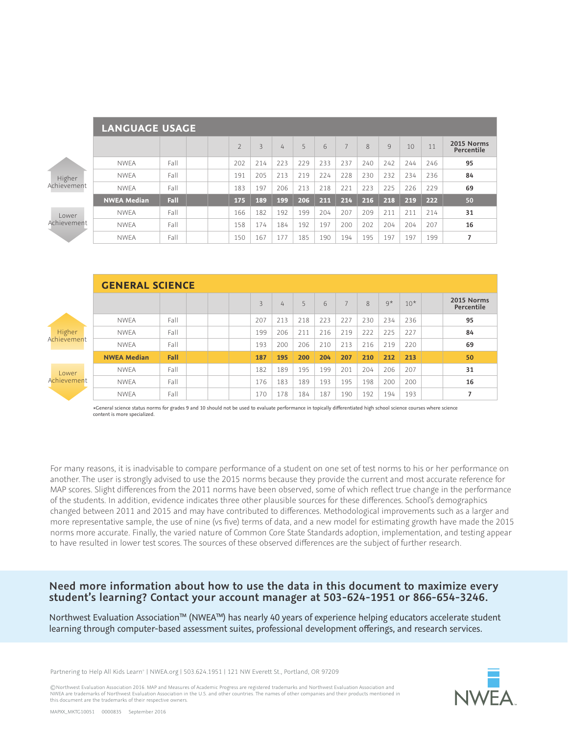## LANGUAGE USAGE

Higher Achievement

Lower Achievement

| | | | | 2 | 3 | 4 | 5 | 6 | 7 | 8 | 9 | 10 | 11 | 2015 Norms Percentile |
|---|---|---|---|---|---|---|---|---|---|---|---|---|---|---|
| NWEA | Fall | | | 202 | 214 | 223 | 229 | 233 | 237 | 240 | 242 | 244 | 246 | **95** |
| NWEA | Fall | | | 191 | 205 | 213 | 219 | 224 | 228 | 230 | 232 | 234 | 236 | **84** |
| NWEA | Fall | | | 183 | 197 | 206 | 213 | 218 | 221 | 223 | 225 | 226 | 229 | **69** |
| **NWEA Median** | **Fall** | | | **175** | **189** | **199** | **206** | **211** | **214** | **216** | **218** | **219** | **222** | **50** |
| NWEA | Fall | | | 166 | 182 | 192 | 199 | 204 | 207 | 209 | 211 | 211 | 214 | **31** |
| NWEA | Fall | | | 158 | 174 | 184 | 192 | 197 | 200 | 202 | 204 | 204 | 207 | **16** |
| NWEA | Fall | | | 150 | 167 | 177 | 185 | 190 | 194 | 195 | 197 | 197 | 199 | **7** |

## GENERAL SCIENCE

Higher Achievement

Lower Achievement

| | | | | | 3 | 4 | 5 | 6 | 7 | 8 | 9* | 10* | | 2015 Norms Percentile |
|---|---|---|---|---|---|---|---|---|---|---|---|---|---|---|
| NWEA | Fall | | | | 207 | 213 | 218 | 223 | 227 | 230 | 234 | 236 | | **95** |
| NWEA | Fall | | | | 199 | 206 | 211 | 216 | 219 | 222 | 225 | 227 | | **84** |
| NWEA | Fall | | | | 193 | 200 | 206 | 210 | 213 | 216 | 219 | 220 | | **69** |
| **NWEA Median** | **Fall** | | | | **187** | **195** | **200** | **204** | **207** | **210** | **212** | **213** | | **50** |
| NWEA | Fall | | | | 182 | 189 | 195 | 199 | 201 | 204 | 206 | 207 | | **31** |
| NWEA | Fall | | | | 176 | 183 | 189 | 193 | 195 | 198 | 200 | 200 | | **16** |
| NWEA | Fall | | | | 170 | 178 | 184 | 187 | 190 | 192 | 194 | 193 | | **7** |

*General science status norms for grades 9 and 10 should not be used to evaluate performance in topically differentiated high school science courses where science content is more specialized.

For many reasons, it is inadvisable to compare performance of a student on one set of test norms to his or her performance on another. The user is strongly advised to use the 2015 norms because they provide the current and most accurate reference for MAP scores. Slight differences from the 2011 norms have been observed, some of which reflect true change in the performance of the students. In addition, evidence indicates three other plausible sources for these differences. School's demographics changed between 2011 and 2015 and may have contributed to differences. Methodological improvements such as a larger and more representative sample, the use of nine (vs five) terms of data, and a new model for estimating growth have made the 2015 norms more accurate. Finally, the varied nature of Common Core State Standards adoption, implementation, and testing appear to have resulted in lower test scores. The sources of these observed differences are the subject of further research.

**Need more information about how to use the data in this document to maximize every student's learning? Contact your account manager at 503-624-1951 or 866-654-3246.**

Northwest Evaluation Association™ (NWEA™) has nearly 40 years of experience helping educators accelerate student learning through computer-based assessment suites, professional development offerings, and research services.

Partnering to Help All Kids Learn® | NWEA.org | 503.624.1951 | 121 NW Everett St., Portland, OR 97209

©Northwest Evaluation Association 2016. MAP and Measures of Academic Progress are registered trademarks and Northwest Evaluation Association and NWEA are trademarks of Northwest Evaluation Association in the U.S. and other countries. The names of other companies and their products mentioned in this document are the trademarks of their respective owners.

MAPXX_MKTG10051 0000835 September 2016

NWEA